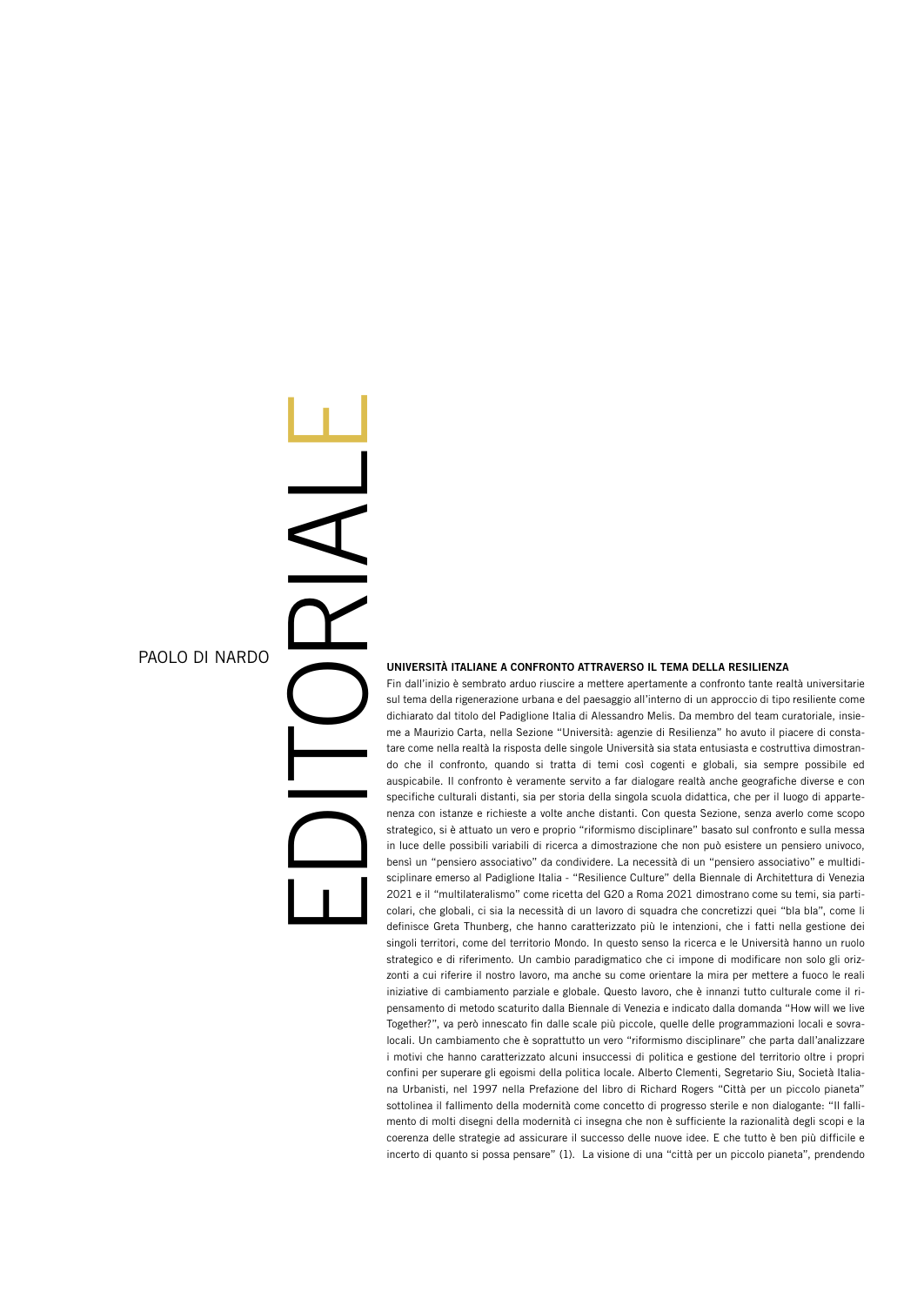# EDITORIALE

PAOLO DI NARDO

## UNIVERSITÀ ITALIANE A CONFRONTO ATTRAVERSO IL TEMA DELLA RESILIENZA

Fin dall'inizio è sembrato arduo riuscire a mettere apertamente a confronto tante realtà universitarie sul tema della rigenerazione urbana e del paesaggio all'interno di un approccio di tipo resiliente come dichiarato dal titolo del Padiglione Italia di Alessandro Melis. Da membro del team curatoriale, insieme a Maurizio Carta, nella Sezione "Università: agenzie di Resilienza" ho avuto il piacere di constatare come nella realtà la risposta delle singole Università sia stata entusiasta e costruttiva dimostrando che il confronto, quando si tratta di temi così cogenti e globali, sia sempre possibile ed auspicabile. Il confronto è veramente servito a far dialogare realtà anche geografiche diverse e con specifiche culturali distanti, sia per storia della singola scuola didattica, che per il luogo di appartenenza con istanze e richieste a volte anche distanti. Con questa Sezione, senza averlo come scopo strategico, si è attuato un vero e proprio "riformismo disciplinare" basato sul confronto e sulla messa in luce delle possibili variabili di ricerca a dimostrazione che non può esistere un pensiero univoco, bensì un "pensiero associativo" da condividere. La necessità di un "pensiero associativo" e multidisciplinare emerso al Padiglione Italia - "Resilience Culture" della Biennale di Architettura di Venezia 2021 e il "multilateralismo" come ricetta del G20 a Roma 2021 dimostrano come su temi, sia particolari, che globali, ci sia la necessità di un lavoro di squadra che concretizzi quei "bla bla", come li definisce Greta Thunberg, che hanno caratterizzato più le intenzioni, che i fatti nella gestione dei singoli territori, come del territorio Mondo. In questo senso la ricerca e le Università hanno un ruolo strategico e di riferimento. Un cambio paradigmatico che ci impone di modificare non solo gli orizzonti a cui riferire il nostro lavoro, ma anche su come orientare la mira per mettere a fuoco le reali iniziative di cambiamento parziale e globale. Questo lavoro, che è innanzi tutto culturale come il ripensamento di metodo scaturito dalla Biennale di Venezia e indicato dalla domanda "How will we live Together?", va però innescato fin dalle scale più piccole, quelle delle programmazioni locali e sovralocali. Un cambiamento che è soprattutto un vero "riformismo disciplinare" che parta dall'analizzare i motivi che hanno caratterizzato alcuni insuccessi di politica e gestione del territorio oltre i propri confini per superare gli egoismi della politica locale. Alberto Clementi, Segretario Siu, Società Italiana Urbanisti, nel 1997 nella Prefazione del libro di Richard Rogers "Città per un piccolo pianeta" sottolinea il fallimento della modernità come concetto di progresso sterile e non dialogante: "Il fallimento di molti disegni della modernità ci insegna che non è sufficiente la razionalità degli scopi e la coerenza delle strategie ad assicurare il successo delle nuove idee. E che tutto è ben più difficile e incerto di quanto si possa pensare" (1). La visione di una "città per un piccolo pianeta", prendendo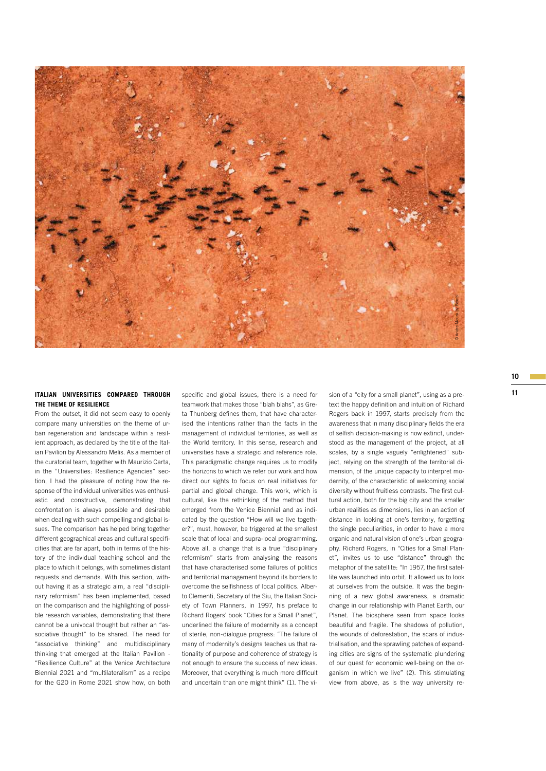## ITALIAN UNIVERSITIES COMPARED THROUGH THE THEME OF RESILIENCE

From the outset, it did not seem easy to openly compare many universities on the theme of urban regeneration and landscape within a resilient approach, as declared by the title of the Italian Pavilion by Alessandro Melis. As a member of the curatorial team, together with Maurizio Carta, in the "Universities: Resilience Agencies" section, I had the pleasure of noting how the response of the individual universities was enthusiastic and constructive, demonstrating that confrontation is always possible and desirable when dealing with such compelling and global issues. The comparison has helped bring together different geographical areas and cultural specificities that are far apart, both in terms of the history of the individual teaching school and the place to which it belongs, with sometimes distant requests and demands. With this section, without having it as a strategic aim, a real "disciplinary reformism" has been implemented, based on the comparison and the highlighting of possible research variables, demonstrating that there cannot be a univocal thought but rather an "associative thought" to be shared. The need for "associative thinking" and multidisciplinary thinking that emerged at the Italian Pavilion - "Resilience Culture" at the Venice Architecture Biennial 2021 and "multilateralism" as a recipe for the G20 in Rome 2021 show how, on both specific and global issues, there is a need for teamwork that makes those "blah blahs", as Greta Thunberg defines them, that have characterised the intentions rather than the facts in the management of individual territories, as well as the World territory. In this sense, research and universities have a strategic and reference role. This paradigmatic change requires us to modify the horizons to which we refer our work and how direct our sights to focus on real initiatives for partial and global change. This work, which is cultural, like the rethinking of the method that emerged from the Venice Biennial and as indicated by the question "How will we live together?", must, however, be triggered at the smallest scale that of local and supra-local programming. Above all, a change that is a true "disciplinary reformism" starts from analysing the reasons that have characterised some failures of politics and territorial management beyond its borders to overcome the selfishness of local politics. Alberto Clementi, Secretary of the Siu, the Italian Society of Town Planners, in 1997, his preface to Richard Rogers' book "Cities for a Small Planet", underlined the failure of modernity as a concept of sterile, non-dialogue progress: "The failure of many of modernity's designs teaches us that rationality of purpose and coherence of strategy is not enough to ensure the success of new ideas. Moreover, that everything is much more difficult and uncertain than one might think" (1). The vision of a "city for a small planet", using as a pretext the happy definition and intuition of Richard Rogers back in 1997, starts precisely from the awareness that in many disciplinary fields the era of selfish decision-making is now extinct, understood as the management of the project, at all scales, by a single vaguely "enlightened" subject, relying on the strength of the territorial dimension, of the unique capacity to interpret modernity, of the characteristic of welcoming social diversity without fruitless contrasts. The first cultural action, both for the big city and the smaller urban realities as dimensions, lies in an action of distance in looking at one's territory, forgetting the single peculiarities, in order to have a more organic and natural vision of one's urban geography. Richard Rogers, in "Cities for a Small Planet", invites us to use "distance" through the metaphor of the satellite: "In 1957, the first satellite was launched into orbit. It allowed us to look at ourselves from the outside. It was the beginning of a new global awareness, a dramatic change in our relationship with Planet Earth, our Planet. The biosphere seen from space looks beautiful and fragile. The shadows of pollution, the wounds of deforestation, the scars of industrialisation, and the sprawling patches of expanding cities are signs of the systematic plundering of our quest for economic well-being on the organism in which we live" (2). This stimulating view from above, as is the way university re-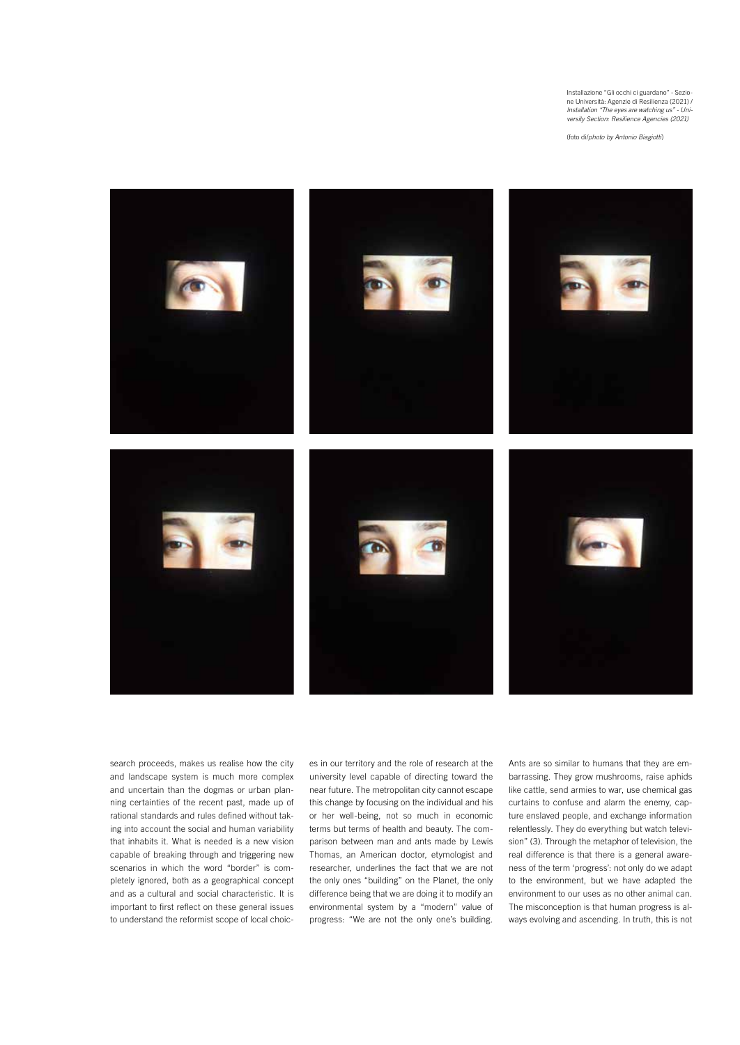Installazione "Gli occhi ci guardano" - Sezione Università: Agenzie di Resilienza (2021) / *Installation "The eyes are watching us" - University Section: Resilience Agencies (2021)*

(foto di/*photo by Antonio Biagiotti*)

search proceeds, makes us realise how the city and landscape system is much more complex and uncertain than the dogmas or urban planning certainties of the recent past, made up of rational standards and rules defined without taking into account the social and human variability that inhabits it. What is needed is a new vision capable of breaking through and triggering new scenarios in which the word "border" is completely ignored, both as a geographical concept and as a cultural and social characteristic. It is important to first reflect on these general issues to understand the reformist scope of local choices in our territory and the role of research at the university level capable of directing toward the near future. The metropolitan city cannot escape this change by focusing on the individual and his or her well-being, not so much in economic terms but terms of health and beauty. The comparison between man and ants made by Lewis Thomas, an American doctor, etymologist and researcher, underlines the fact that we are not the only ones "building" on the Planet, the only difference being that we are doing it to modify an environmental system by a "modern" value of progress: "We are not the only one's building. Ants are so similar to humans that they are embarrassing. They grow mushrooms, raise aphids like cattle, send armies to war, use chemical gas curtains to confuse and alarm the enemy, capture enslaved people, and exchange information relentlessly. They do everything but watch television" (3). Through the metaphor of television, the real difference is that there is a general awareness of the term 'progress': not only do we adapt to the environment, but we have adapted the environment to our uses as no other animal can. The misconception is that human progress is always evolving and ascending. In truth, this is not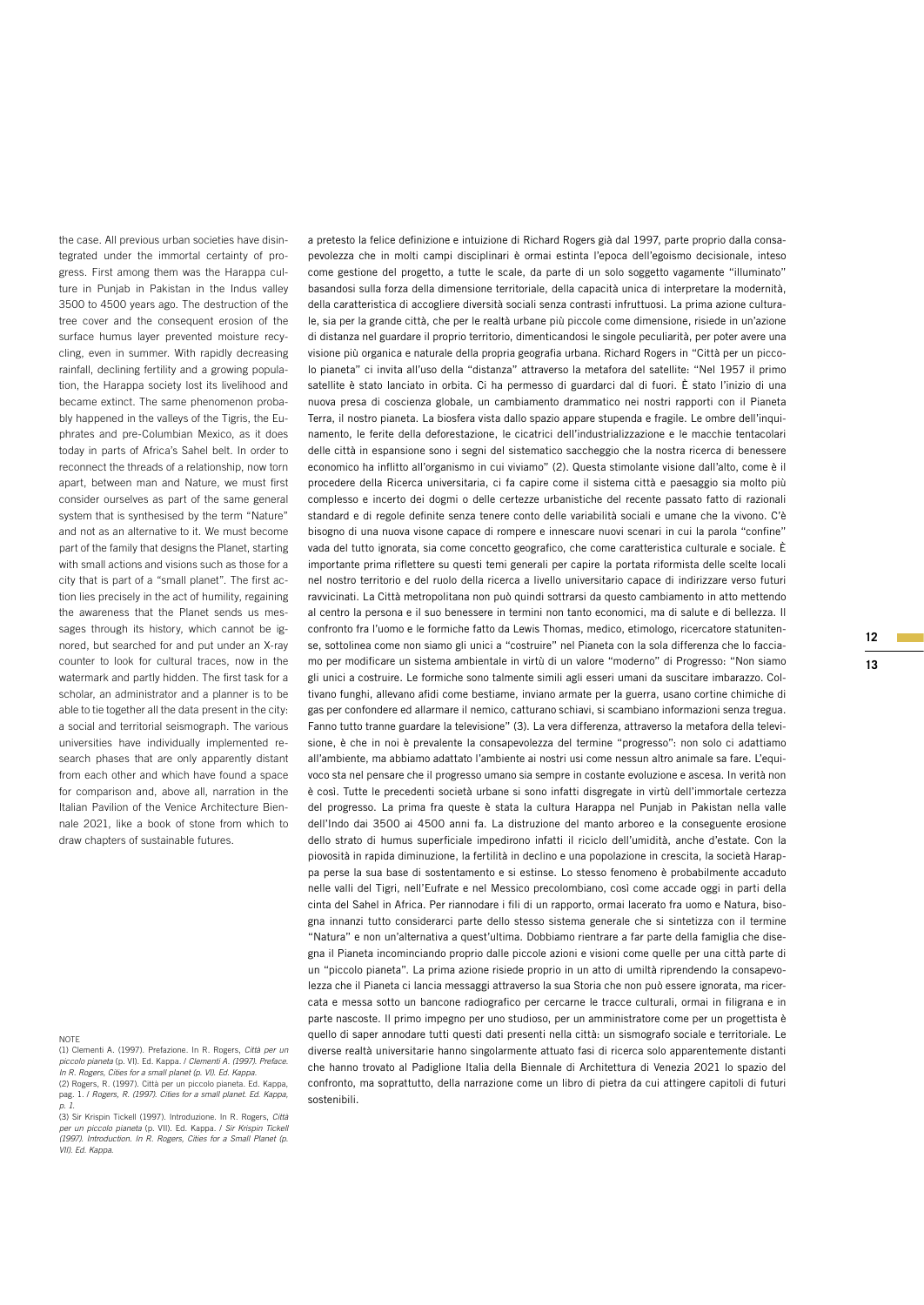the case. All previous urban societies have disintegrated under the immortal certainty of progress. First among them was the Harappa culture in Punjab in Pakistan in the Indus valley 3500 to 4500 years ago. The destruction of the tree cover and the consequent erosion of the surface humus layer prevented moisture recycling, even in summer. With rapidly decreasing rainfall, declining fertility and a growing population, the Harappa society lost its livelihood and became extinct. The same phenomenon probably happened in the valleys of the Tigris, the Euphrates and pre-Columbian Mexico, as it does today in parts of Africa's Sahel belt. In order to reconnect the threads of a relationship, now torn apart, between man and Nature, we must first consider ourselves as part of the same general system that is synthesised by the term "Nature" and not as an alternative to it. We must become part of the family that designs the Planet, starting with small actions and visions such as those for a city that is part of a "small planet". The first action lies precisely in the act of humility, regaining the awareness that the Planet sends us messages through its history, which cannot be ignored, but searched for and put under an X-ray counter to look for cultural traces, now in the watermark and partly hidden. The first task for a scholar, an administrator and a planner is to be able to tie together all the data present in the city: a social and territorial seismograph. The various universities have individually implemented research phases that are only apparently distant from each other and which have found a space for comparison and, above all, narration in the Italian Pavilion of the Venice Architecture Biennale 2021, like a book of stone from which to draw chapters of sustainable futures.

NOTE

(1) Clementi A. (1997). Prefazione. In R. Rogers, *Città per un piccolo pianeta* (p. VI). Ed. Kappa. / *Clementi A. (1997). Preface. In R. Rogers, Cities for a small planet (p. VI). Ed. Kappa.*

(2) Rogers, R. (1997). Città per un piccolo pianeta. Ed. Kappa, pag. 1. / *Rogers, R. (1997). Cities for a small planet. Ed. Kappa, p. 1.*

(3) Sir Krispin Tickell (1997). Introduzione. In R. Rogers, *Città per un piccolo pianeta* (p. VII). Ed. Kappa. / *Sir Krispin Tickell (1997). Introduction. In R. Rogers, Cities for a Small Planet (p. VII). Ed. Kappa.*

a pretesto la felice definizione e intuizione di Richard Rogers già dal 1997, parte proprio dalla consapevolezza che in molti campi disciplinari è ormai estinta l'epoca dell'egoismo decisionale, inteso come gestione del progetto, a tutte le scale, da parte di un solo soggetto vagamente "illuminato" basandosi sulla forza della dimensione territoriale, della capacità unica di interpretare la modernità, della caratteristica di accogliere diversità sociali senza contrasti infruttuosi. La prima azione culturale, sia per la grande città, che per le realtà urbane più piccole come dimensione, risiede in un'azione di distanza nel guardare il proprio territorio, dimenticandosi le singole peculiarità, per poter avere una visione più organica e naturale della propria geografia urbana. Richard Rogers in "Città per un piccolo pianeta" ci invita all'uso della "distanza" attraverso la metafora del satellite: "Nel 1957 il primo satellite è stato lanciato in orbita. Ci ha permesso di guardarci dal di fuori. È stato l'inizio di una nuova presa di coscienza globale, un cambiamento drammatico nei nostri rapporti con il Pianeta Terra, il nostro pianeta. La biosfera vista dallo spazio appare stupenda e fragile. Le ombre dell'inquinamento, le ferite della deforestazione, le cicatrici dell'industrializzazione e le macchie tentacolari delle città in espansione sono i segni del sistematico saccheggio che la nostra ricerca di benessere economico ha inflitto all'organismo in cui viviamo" (2). Questa stimolante visione dall'alto, come è il procedere della Ricerca universitaria, ci fa capire come il sistema città e paesaggio sia molto più complesso e incerto dei dogmi o delle certezze urbanistiche del recente passato fatto di razionali standard e di regole definite senza tenere conto delle variabilità sociali e umane che la vivono. C'è bisogno di una nuova visone capace di rompere e innescare nuovi scenari in cui la parola "confine" vada del tutto ignorata, sia come concetto geografico, che come caratteristica culturale e sociale. È importante prima riflettere su questi temi generali per capire la portata riformista delle scelte locali nel nostro territorio e del ruolo della ricerca a livello universitario capace di indirizzare verso futuri ravvicinati. La Città metropolitana non può quindi sottrarsi da questo cambiamento in atto mettendo al centro la persona e il suo benessere in termini non tanto economici, ma di salute e di bellezza. Il confronto fra l'uomo e le formiche fatto da Lewis Thomas, medico, etimologo, ricercatore statunitense, sottolinea come non siamo gli unici a "costruire" nel Pianeta con la sola differenza che lo facciamo per modificare un sistema ambientale in virtù di un valore "moderno" di Progresso: "Non siamo gli unici a costruire. Le formiche sono talmente simili agli esseri umani da suscitare imbarazzo. Coltivano funghi, allevano afidi come bestiame, inviano armate per la guerra, usano cortine chimiche di gas per confondere ed allarmare il nemico, catturano schiavi, si scambiano informazioni senza tregua. Fanno tutto tranne guardare la televisione" (3). La vera differenza, attraverso la metafora della televisione, è che in noi è prevalente la consapevolezza del termine "progresso": non solo ci adattiamo all'ambiente, ma abbiamo adattato l'ambiente ai nostri usi come nessun altro animale sa fare. L'equivoco sta nel pensare che il progresso umano sia sempre in costante evoluzione e ascesa. In verità non è così. Tutte le precedenti società urbane si sono infatti disgregate in virtù dell'immortale certezza del progresso. La prima fra queste è stata la cultura Harappa nel Punjab in Pakistan nella valle dell'Indo dai 3500 ai 4500 anni fa. La distruzione del manto arboreo e la conseguente erosione dello strato di humus superficiale impedirono infatti il riciclo dell'umidità, anche d'estate. Con la piovosità in rapida diminuzione, la fertilità in declino e una popolazione in crescita, la società Harappa perse la sua base di sostentamento e si estinse. Lo stesso fenomeno è probabilmente accaduto nelle valli del Tigri, nell'Eufrate e nel Messico precolombiano, così come accade oggi in parti della cinta del Sahel in Africa. Per riannodare i fili di un rapporto, ormai lacerato fra uomo e Natura, bisogna innanzi tutto considerarci parte dello stesso sistema generale che si sintetizza con il termine "Natura" e non un'alternativa a quest'ultima. Dobbiamo rientrare a far parte della famiglia che disegna il Pianeta incominciando proprio dalle piccole azioni e visioni come quelle per una città parte di un "piccolo pianeta". La prima azione risiede proprio in un atto di umiltà riprendendo la consapevolezza che il Pianeta ci lancia messaggi attraverso la sua Storia che non può essere ignorata, ma ricercata e messa sotto un bancone radiografico per cercarne le tracce culturali, ormai in filigrana e in parte nascoste. Il primo impegno per uno studioso, per un amministratore come per un progettista è quello di saper annodare tutti questi dati presenti nella città: un sismografo sociale e territoriale. Le diverse realtà universitarie hanno singolarmente attuato fasi di ricerca solo apparentemente distanti che hanno trovato al Padiglione Italia della Biennale di Architettura di Venezia 2021 lo spazio del confronto, ma soprattutto, della narrazione come un libro di pietra da cui attingere capitoli di futuri sostenibili.